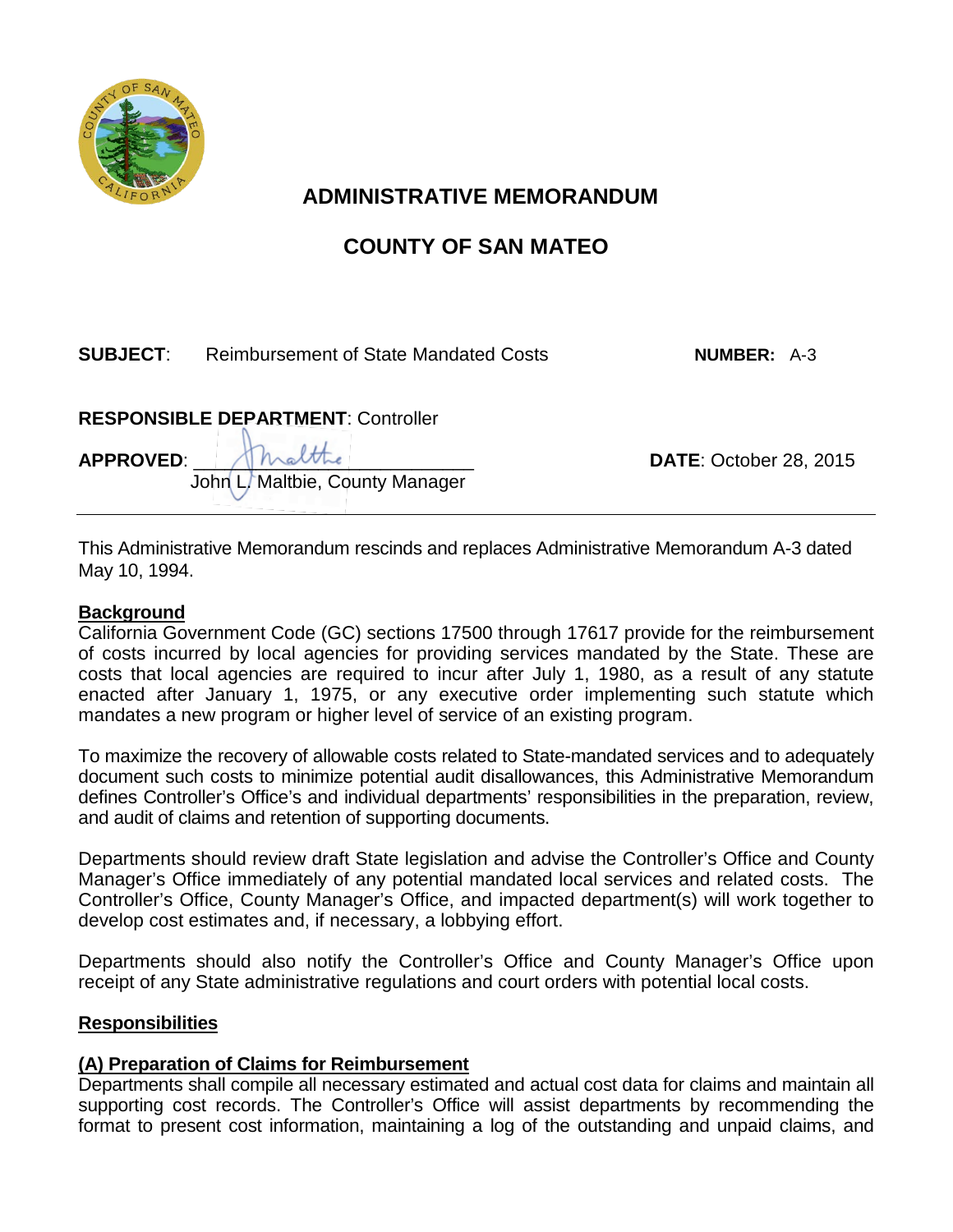# ADMINISTRATIVE MEMORANDUM

## COUNTY OF SAN MATEO

**SUBJECT**: Reimbursement of State Mandated Costs **NUMBER:** A-3

**RESPONSIBLE DEPARTMENT**: Controller

**APPROVED**: John L. Maltbie, County Manager **DATE**: October 28, 2015

---

This Administrative Memorandum rescinds and replaces Administrative Memorandum A-3 dated May 10, 1994.

**Background**

California Government Code (GC) sections 17500 through 17617 provide for the reimbursement of costs incurred by local agencies for providing services mandated by the State. These are costs that local agencies are required to incur after July 1, 1980, as a result of any statute enacted after January 1, 1975, or any executive order implementing such statute which mandates a new program or higher level of service of an existing program.

To maximize the recovery of allowable costs related to State-mandated services and to adequately document such costs to minimize potential audit disallowances, this Administrative Memorandum defines Controller's Office's and individual departments' responsibilities in the preparation, review, and audit of claims and retention of supporting documents.

Departments should review draft State legislation and advise the Controller's Office and County Manager's Office immediately of any potential mandated local services and related costs. The Controller's Office, County Manager's Office, and impacted department(s) will work together to develop cost estimates and, if necessary, a lobbying effort.

Departments should also notify the Controller's Office and County Manager's Office upon receipt of any State administrative regulations and court orders with potential local costs.

**Responsibilities**

**(A) Preparation of Claims for Reimbursement**

Departments shall compile all necessary estimated and actual cost data for claims and maintain all supporting cost records. The Controller's Office will assist departments by recommending the format to present cost information, maintaining a log of the outstanding and unpaid claims, and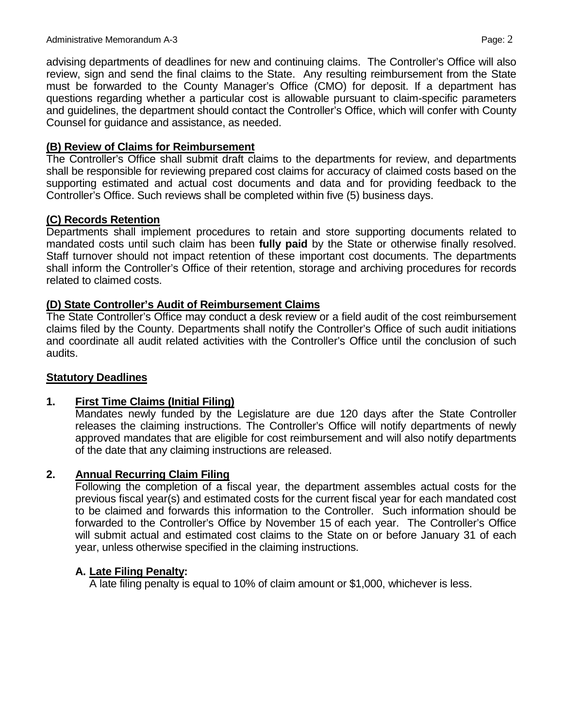advising departments of deadlines for new and continuing claims. The Controller's Office will also review, sign and send the final claims to the State. Any resulting reimbursement from the State must be forwarded to the County Manager's Office (CMO) for deposit. If a department has questions regarding whether a particular cost is allowable pursuant to claim-specific parameters and guidelines, the department should contact the Controller's Office, which will confer with County Counsel for guidance and assistance, as needed.

**(B) Review of Claims for Reimbursement**

The Controller's Office shall submit draft claims to the departments for review, and departments shall be responsible for reviewing prepared cost claims for accuracy of claimed costs based on the supporting estimated and actual cost documents and data and for providing feedback to the Controller's Office. Such reviews shall be completed within five (5) business days.

**(C) Records Retention**

Departments shall implement procedures to retain and store supporting documents related to mandated costs until such claim has been **fully paid** by the State or otherwise finally resolved. Staff turnover should not impact retention of these important cost documents. The departments shall inform the Controller's Office of their retention, storage and archiving procedures for records related to claimed costs.

**(D) State Controller's Audit of Reimbursement Claims**

The State Controller's Office may conduct a desk review or a field audit of the cost reimbursement claims filed by the County. Departments shall notify the Controller's Office of such audit initiations and coordinate all audit related activities with the Controller's Office until the conclusion of such audits.

**Statutory Deadlines**

1. **First Time Claims (Initial Filing)**

   Mandates newly funded by the Legislature are due 120 days after the State Controller releases the claiming instructions. The Controller's Office will notify departments of newly approved mandates that are eligible for cost reimbursement and will also notify departments of the date that any claiming instructions are released.

2. **Annual Recurring Claim Filing**

   Following the completion of a fiscal year, the department assembles actual costs for the previous fiscal year(s) and estimated costs for the current fiscal year for each mandated cost to be claimed and forwards this information to the Controller. Such information should be forwarded to the Controller's Office by November 15 of each year. The Controller's Office will submit actual and estimated cost claims to the State on or before January 31 of each year, unless otherwise specified in the claiming instructions.

   **A. Late Filing Penalty:**

   A late filing penalty is equal to 10% of claim amount or $1,000, whichever is less.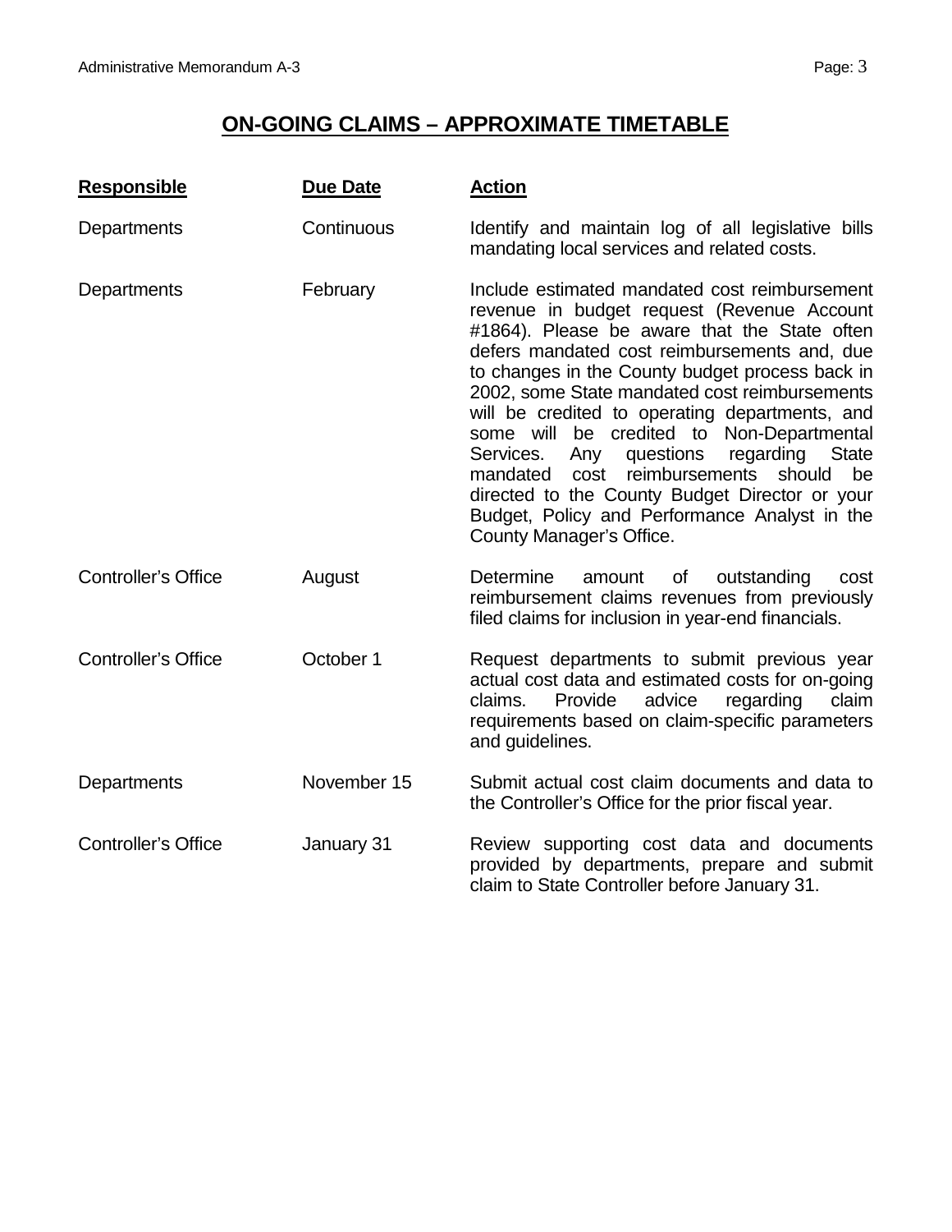## ON-GOING CLAIMS – APPROXIMATE TIMETABLE

| Responsible | Due Date | Action |
|---|---|---|
| Departments | Continuous | Identify and maintain log of all legislative bills mandating local services and related costs. |
| Departments | February | Include estimated mandated cost reimbursement revenue in budget request (Revenue Account #1864). Please be aware that the State often defers mandated cost reimbursements and, due to changes in the County budget process back in 2002, some State mandated cost reimbursements will be credited to operating departments, and some will be credited to Non-Departmental Services. Any questions regarding State mandated cost reimbursements should be directed to the County Budget Director or your Budget, Policy and Performance Analyst in the County Manager's Office. |
| Controller's Office | August | Determine amount of outstanding cost reimbursement claims revenues from previously filed claims for inclusion in year-end financials. |
| Controller's Office | October 1 | Request departments to submit previous year actual cost data and estimated costs for on-going claims. Provide advice regarding claim requirements based on claim-specific parameters and guidelines. |
| Departments | November 15 | Submit actual cost claim documents and data to the Controller's Office for the prior fiscal year. |
| Controller's Office | January 31 | Review supporting cost data and documents provided by departments, prepare and submit claim to State Controller before January 31. |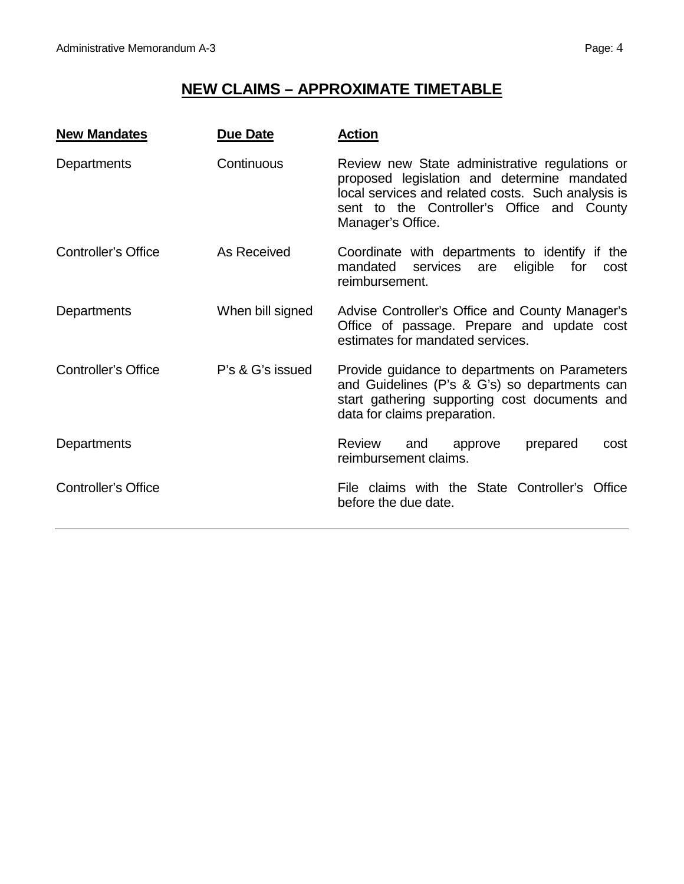## NEW CLAIMS – APPROXIMATE TIMETABLE

| New Mandates | Due Date | Action |
|---|---|---|
| Departments | Continuous | Review new State administrative regulations or proposed legislation and determine mandated local services and related costs. Such analysis is sent to the Controller's Office and County Manager's Office. |
| Controller's Office | As Received | Coordinate with departments to identify if the mandated services are eligible for cost reimbursement. |
| Departments | When bill signed | Advise Controller's Office and County Manager's Office of passage. Prepare and update cost estimates for mandated services. |
| Controller's Office | P's & G's issued | Provide guidance to departments on Parameters and Guidelines (P's & G's) so departments can start gathering supporting cost documents and data for claims preparation. |
| Departments | | Review and approve prepared cost reimbursement claims. |
| Controller's Office | | File claims with the State Controller's Office before the due date. |